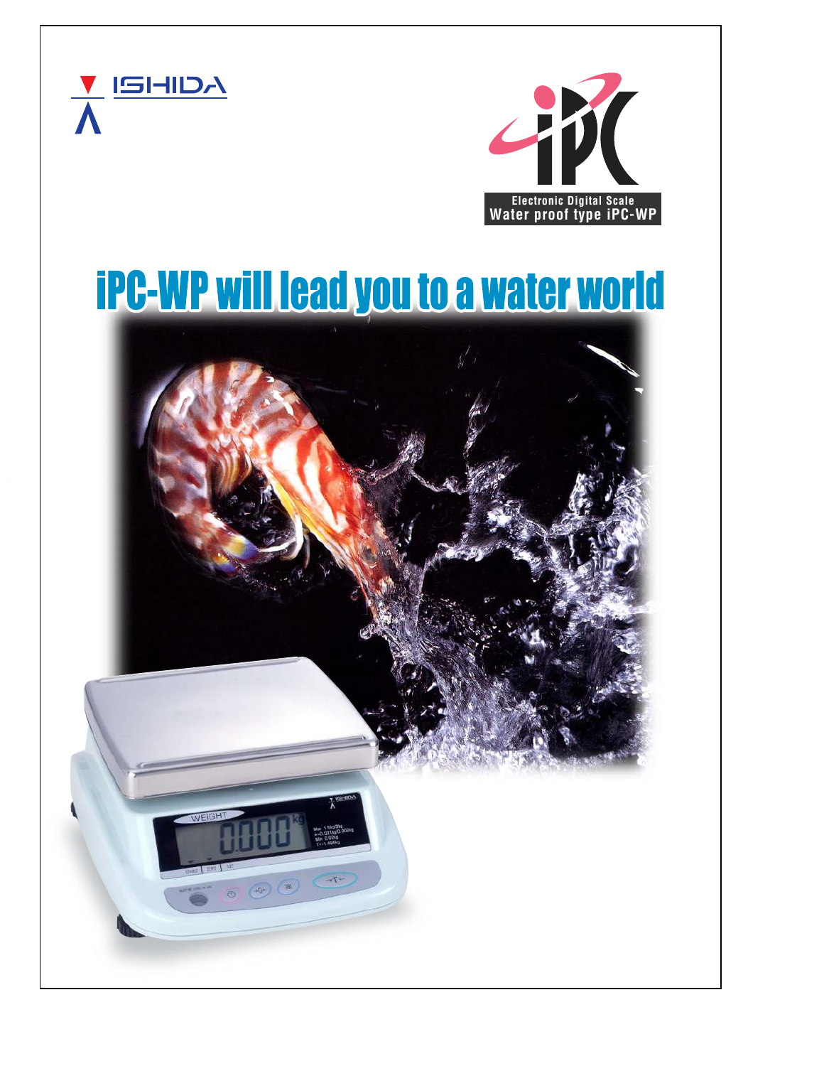ISHIDA

iPC

Electronic Digital Scale
Water proof type iPC-WP

# iPC-WP will lead you to a water world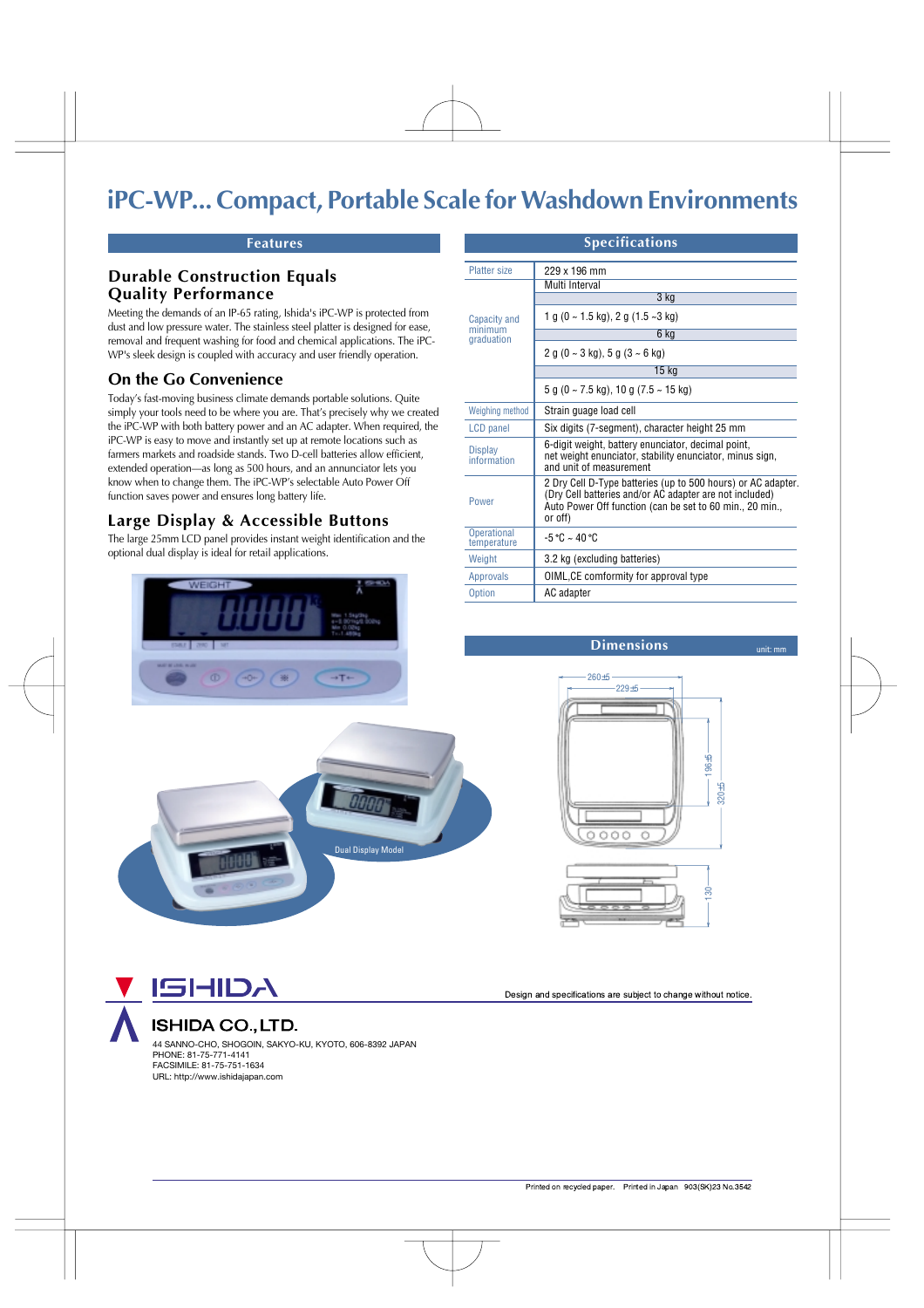# iPC-WP... Compact, Portable Scale for Washdown Environments

## Features

### Durable Construction Equals Quality Performance

Meeting the demands of an IP-65 rating, Ishida's iPC-WP is protected from dust and low pressure water. The stainless steel platter is designed for ease, removal and frequent washing for food and chemical applications. The iPC-WP's sleek design is coupled with accuracy and user friendly operation.

### On the Go Convenience

Today's fast-moving business climate demands portable solutions. Quite simply your tools need to be where you are. That's precisely why we created the iPC-WP with both battery power and an AC adapter. When required, the iPC-WP is easy to move and instantly set up at remote locations such as farmers markets and roadside stands. Two D-cell batteries allow efficient, extended operation—as long as 500 hours, and an annunciator lets you know when to change them. The iPC-WP's selectable Auto Power Off function saves power and ensures long battery life.

### Large Display & Accessible Buttons

The large 25mm LCD panel provides instant weight identification and the optional dual display is ideal for retail applications.

Dual Display Model

## Specifications

| | |
|---|---|
| Platter size | 229 x 196 mm |
| Capacity and minimum graduation | Multi Interval<br>3 kg<br>1 g (0 ~ 1.5 kg), 2 g (1.5 ~3 kg)<br>6 kg<br>2 g (0 ~ 3 kg), 5 g (3 ~ 6 kg)<br>15 kg<br>5 g (0 ~ 7.5 kg), 10 g (7.5 ~ 15 kg) |
| Weighing method | Strain guage load cell |
| LCD panel | Six digits (7-segment), character height 25 mm |
| Display information | 6-digit weight, battery enunciator, decimal point, net weight enunciator, stability enunciator, minus sign, and unit of measurement |
| Power | 2 Dry Cell D-Type batteries (up to 500 hours) or AC adapter. (Dry Cell batteries and/or AC adapter are not included) Auto Power Off function (can be set to 60 min., 20 min., or off) |
| Operational temperature | -5 °C ~ 40 °C |
| Weight | 3.2 kg (excluding batteries) |
| Approvals | OIML,CE comformity for approval type |
| Option | AC adapter |

## Dimensions

unit: mm

260±5
229±5
196±5
320±5
130

ISHIDA

Design and specifications are subject to change without notice.

**ISHIDA CO., LTD.**

44 SANNO-CHO, SHOGOIN, SAKYO-KU, KYOTO, 606-8392 JAPAN
PHONE: 81-75-771-4141
FACSIMILE: 81-75-751-1634
URL: http://www.ishidajapan.com

Printed on recycled paper. Printed in Japan 903(SK)23 No.3542